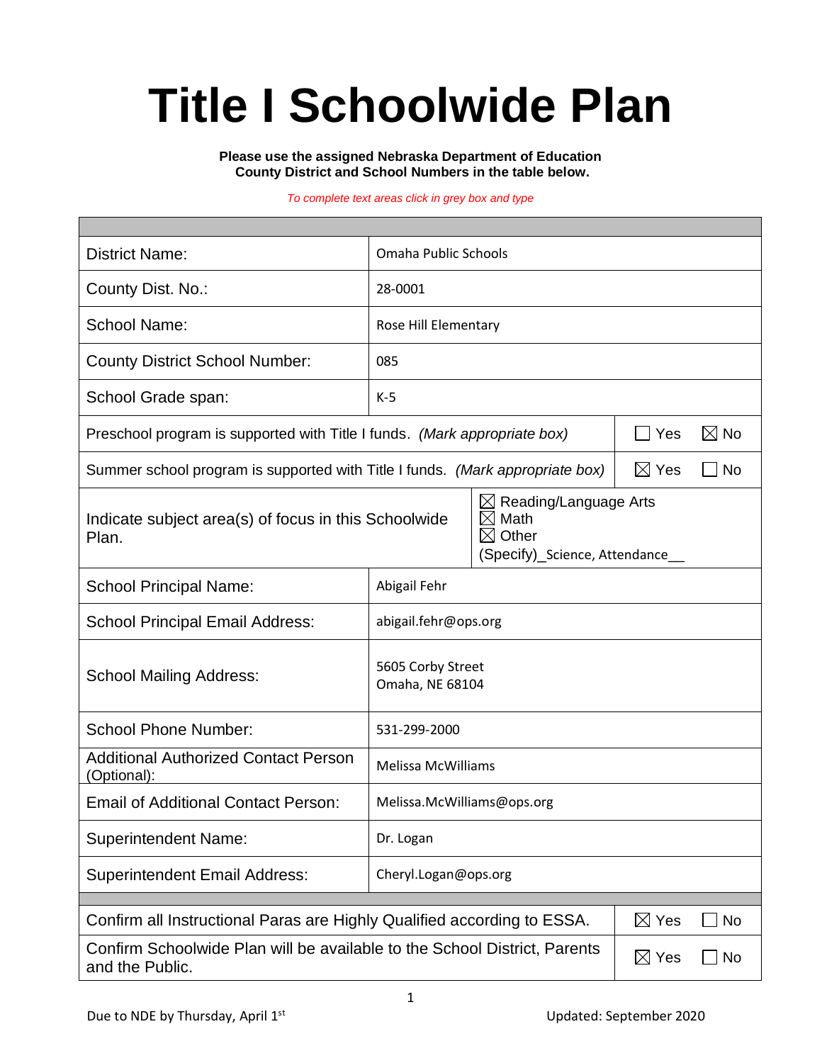# Title I Schoolwide Plan

**Please use the assigned Nebraska Department of Education County District and School Numbers in the table below.**

*To complete text areas click in grey box and type*

| | | | |
|---|---|---|---|
| District Name: | Omaha Public Schools | | |
| County Dist. No.: | 28-0001 | | |
| School Name: | Rose Hill Elementary | | |
| County District School Number: | 085 | | |
| School Grade span: | K-5 | | |
| Preschool program is supported with Title I funds. *(Mark appropriate box)* | | ☐ Yes | ☒ No |
| Summer school program is supported with Title I funds. *(Mark appropriate box)* | | ☒ Yes | ☐ No |
| Indicate subject area(s) of focus in this Schoolwide Plan. | ☒ Reading/Language Arts<br>☒ Math<br>☒ Other<br>(Specify)_Science, Attendance__ | | |
| School Principal Name: | Abigail Fehr | | |
| School Principal Email Address: | abigail.fehr@ops.org | | |
| School Mailing Address: | 5605 Corby Street<br>Omaha, NE 68104 | | |
| School Phone Number: | 531-299-2000 | | |
| Additional Authorized Contact Person (Optional): | Melissa McWilliams | | |
| Email of Additional Contact Person: | Melissa.McWilliams@ops.org | | |
| Superintendent Name: | Dr. Logan | | |
| Superintendent Email Address: | Cheryl.Logan@ops.org | | |
| Confirm all Instructional Paras are Highly Qualified according to ESSA. | | ☒ Yes | ☐ No |
| Confirm Schoolwide Plan will be available to the School District, Parents and the Public. | | ☒ Yes | ☐ No |

Due to NDE by Thursday, April 1st

Updated: September 2020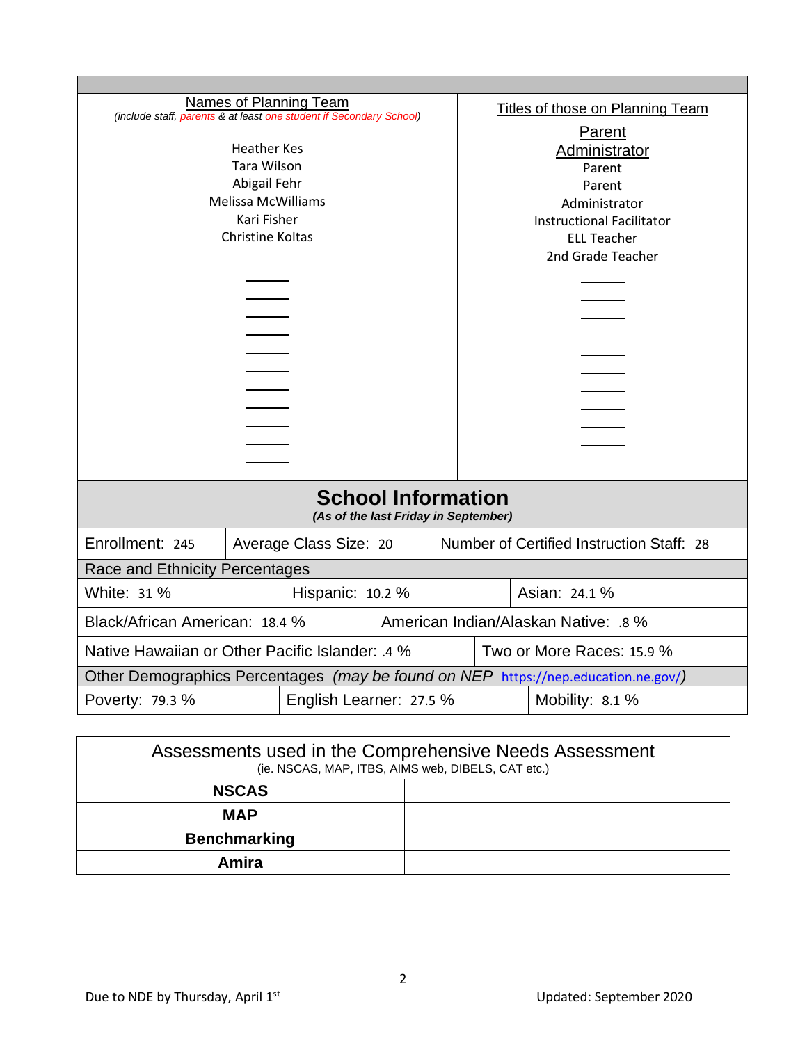| Names of Planning Team<br>*(include staff, parents & at least one student if Secondary School)* | Titles of those on Planning Team |
|---|---|
| | Parent |
| | Administrator |
| Heather Kes | Parent |
| Tara Wilson | Parent |
| Abigail Fehr | Administrator |
| Melissa McWilliams | Instructional Facilitator |
| Kari Fisher | ELL Teacher |
| Christine Koltas | 2nd Grade Teacher |

## School Information

*(As of the last Friday in September)*

| Enrollment: 245 | Average Class Size: 20 | Number of Certified Instruction Staff: 28 |
|---|---|---|

**Race and Ethnicity Percentages**

| | | |
|---|---|---|
| White: 31 % | Hispanic: 10.2 % | Asian: 24.1 % |
| Black/African American: 18.4 % | American Indian/Alaskan Native: .8 % | |
| Native Hawaiian or Other Pacific Islander: .4 % | Two or More Races: 15.9 % | |

**Other Demographics Percentages** *(may be found on NEP https://nep.education.ne.gov/)*

| | | |
|---|---|---|
| Poverty: 79.3 % | English Learner: 27.5 % | Mobility: 8.1 % |

| Assessments used in the Comprehensive Needs Assessment<br>(ie. NSCAS, MAP, ITBS, AIMS web, DIBELS, CAT etc.) | |
|---|---|
| **NSCAS** | |
| **MAP** | |
| **Benchmarking** | |
| **Amira** | |

Due to NDE by Thursday, April 1st

Updated: September 2020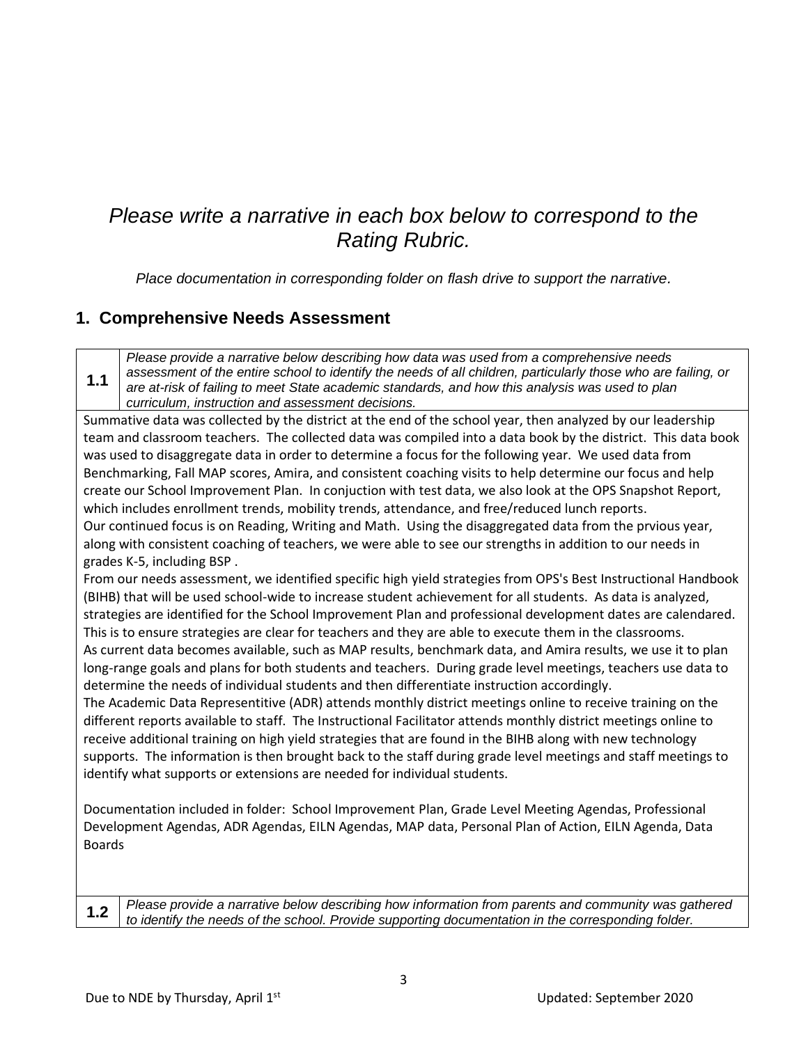*Please write a narrative in each box below to correspond to the Rating Rubric.*

*Place documentation in corresponding folder on flash drive to support the narrative.*

## 1. Comprehensive Needs Assessment

| **1.1** | *Please provide a narrative below describing how data was used from a comprehensive needs assessment of the entire school to identify the needs of all children, particularly those who are failing, or are at-risk of failing to meet State academic standards, and how this analysis was used to plan curriculum, instruction and assessment decisions.* |
|---|---|

Summative data was collected by the district at the end of the school year, then analyzed by our leadership team and classroom teachers. The collected data was compiled into a data book by the district. This data book was used to disaggregate data in order to determine a focus for the following year. We used data from Benchmarking, Fall MAP scores, Amira, and consistent coaching visits to help determine our focus and help create our School Improvement Plan. In conjuction with test data, we also look at the OPS Snapshot Report, which includes enrollment trends, mobility trends, attendance, and free/reduced lunch reports.

Our continued focus is on Reading, Writing and Math. Using the disaggregated data from the prvious year, along with consistent coaching of teachers, we were able to see our strengths in addition to our needs in grades K-5, including BSP .

From our needs assessment, we identified specific high yield strategies from OPS's Best Instructional Handbook (BIHB) that will be used school-wide to increase student achievement for all students. As data is analyzed, strategies are identified for the School Improvement Plan and professional development dates are calendared. This is to ensure strategies are clear for teachers and they are able to execute them in the classrooms.

As current data becomes available, such as MAP results, benchmark data, and Amira results, we use it to plan long-range goals and plans for both students and teachers. During grade level meetings, teachers use data to determine the needs of individual students and then differentiate instruction accordingly.

The Academic Data Representitive (ADR) attends monthly district meetings online to receive training on the different reports available to staff. The Instructional Facilitator attends monthly district meetings online to receive additional training on high yield strategies that are found in the BIHB along with new technology supports. The information is then brought back to the staff during grade level meetings and staff meetings to identify what supports or extensions are needed for individual students.

Documentation included in folder: School Improvement Plan, Grade Level Meeting Agendas, Professional Development Agendas, ADR Agendas, EILN Agendas, MAP data, Personal Plan of Action, EILN Agenda, Data Boards

| **1.2** | *Please provide a narrative below describing how information from parents and community was gathered to identify the needs of the school. Provide supporting documentation in the corresponding folder.* |
|---|---|

Due to NDE by Thursday, April 1st

Updated: September 2020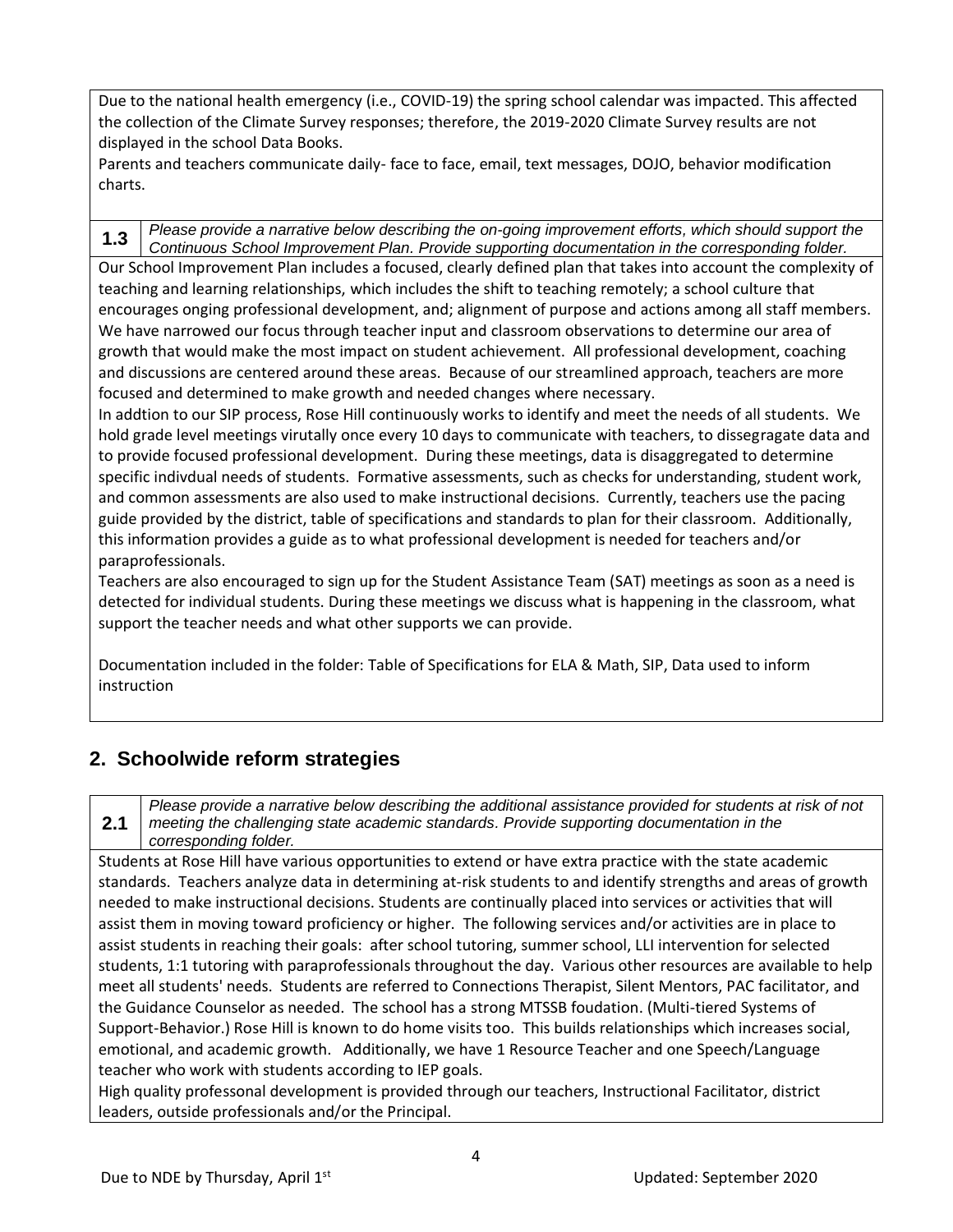Due to the national health emergency (i.e., COVID-19) the spring school calendar was impacted. This affected the collection of the Climate Survey responses; therefore, the 2019-2020 Climate Survey results are not displayed in the school Data Books.

Parents and teachers communicate daily- face to face, email, text messages, DOJO, behavior modification charts.

| **1.3** | *Please provide a narrative below describing the on-going improvement efforts, which should support the Continuous School Improvement Plan. Provide supporting documentation in the corresponding folder.* |
|---|---|

Our School Improvement Plan includes a focused, clearly defined plan that takes into account the complexity of teaching and learning relationships, which includes the shift to teaching remotely; a school culture that encourages onging professional development, and; alignment of purpose and actions among all staff members. We have narrowed our focus through teacher input and classroom observations to determine our area of growth that would make the most impact on student achievement. All professional development, coaching and discussions are centered around these areas. Because of our streamlined approach, teachers are more focused and determined to make growth and needed changes where necessary.

In addtion to our SIP process, Rose Hill continuously works to identify and meet the needs of all students. We hold grade level meetings virutally once every 10 days to communicate with teachers, to dissegragate data and to provide focused professional development. During these meetings, data is disaggregated to determine specific indivdual needs of students. Formative assessments, such as checks for understanding, student work, and common assessments are also used to make instructional decisions. Currently, teachers use the pacing guide provided by the district, table of specifications and standards to plan for their classroom. Additionally, this information provides a guide as to what professional development is needed for teachers and/or paraprofessionals.

Teachers are also encouraged to sign up for the Student Assistance Team (SAT) meetings as soon as a need is detected for individual students. During these meetings we discuss what is happening in the classroom, what support the teacher needs and what other supports we can provide.

Documentation included in the folder: Table of Specifications for ELA & Math, SIP, Data used to inform instruction

## 2. Schoolwide reform strategies

| **2.1** | *Please provide a narrative below describing the additional assistance provided for students at risk of not meeting the challenging state academic standards. Provide supporting documentation in the corresponding folder.* |
|---|---|

Students at Rose Hill have various opportunities to extend or have extra practice with the state academic standards. Teachers analyze data in determining at-risk students to and identify strengths and areas of growth needed to make instructional decisions. Students are continually placed into services or activities that will assist them in moving toward proficiency or higher. The following services and/or activities are in place to assist students in reaching their goals: after school tutoring, summer school, LLI intervention for selected students, 1:1 tutoring with paraprofessionals throughout the day. Various other resources are available to help meet all students' needs. Students are referred to Connections Therapist, Silent Mentors, PAC facilitator, and the Guidance Counselor as needed. The school has a strong MTSSB foudation. (Multi-tiered Systems of Support-Behavior.) Rose Hill is known to do home visits too. This builds relationships which increases social, emotional, and academic growth. Additionally, we have 1 Resource Teacher and one Speech/Language teacher who work with students according to IEP goals.

High quality professonal development is provided through our teachers, Instructional Facilitator, district leaders, outside professionals and/or the Principal.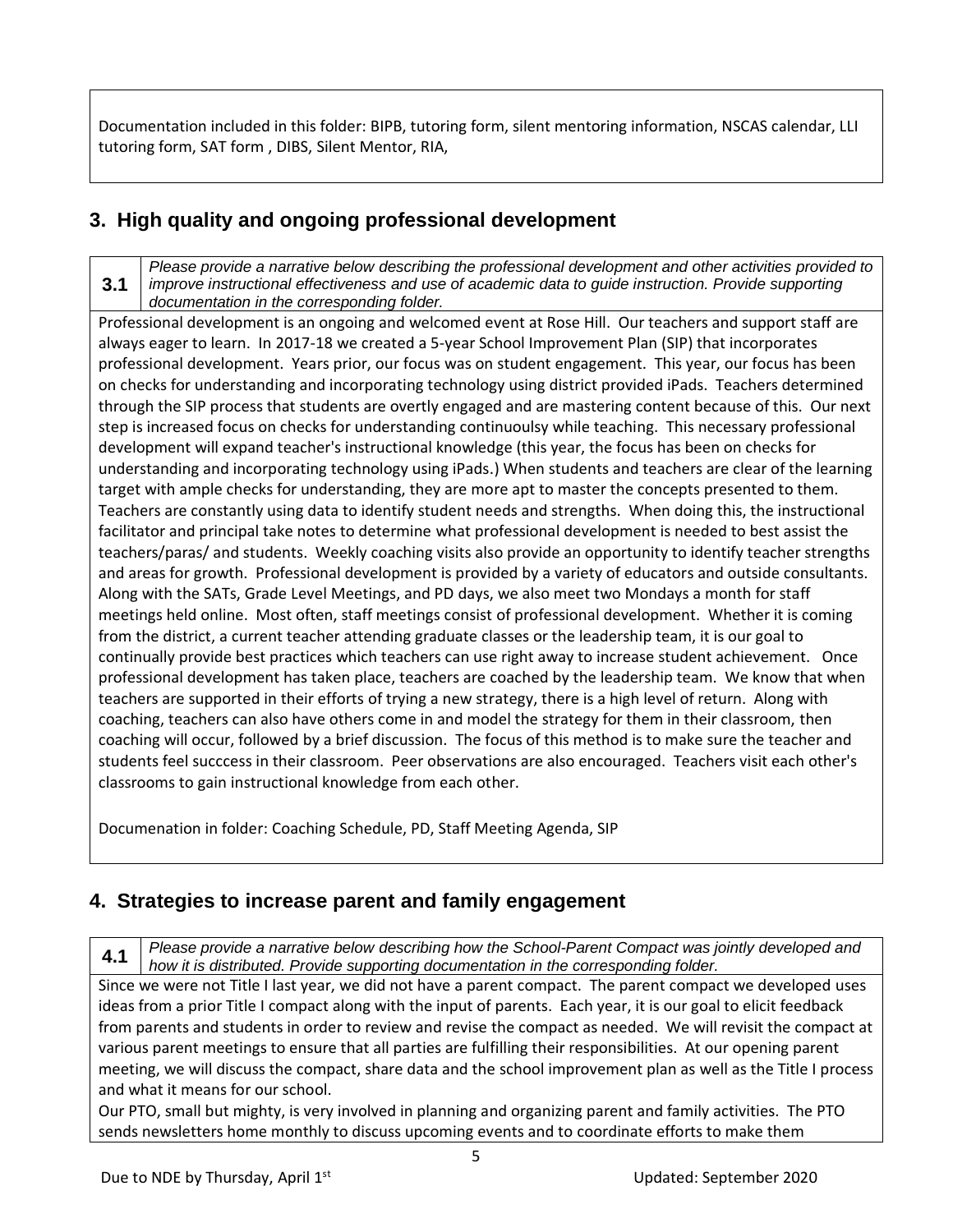Documentation included in this folder: BIPB, tutoring form, silent mentoring information, NSCAS calendar, LLI tutoring form, SAT form , DIBS, Silent Mentor, RIA,

## 3. High quality and ongoing professional development

**3.1** *Please provide a narrative below describing the professional development and other activities provided to improve instructional effectiveness and use of academic data to guide instruction. Provide supporting documentation in the corresponding folder.*

Professional development is an ongoing and welcomed event at Rose Hill. Our teachers and support staff are always eager to learn. In 2017-18 we created a 5-year School Improvement Plan (SIP) that incorporates professional development. Years prior, our focus was on student engagement. This year, our focus has been on checks for understanding and incorporating technology using district provided iPads. Teachers determined through the SIP process that students are overtly engaged and are mastering content because of this. Our next step is increased focus on checks for understanding continuoulsy while teaching. This necessary professional development will expand teacher's instructional knowledge (this year, the focus has been on checks for understanding and incorporating technology using iPads.) When students and teachers are clear of the learning target with ample checks for understanding, they are more apt to master the concepts presented to them. Teachers are constantly using data to identify student needs and strengths. When doing this, the instructional facilitator and principal take notes to determine what professional development is needed to best assist the teachers/paras/ and students. Weekly coaching visits also provide an opportunity to identify teacher strengths and areas for growth. Professional development is provided by a variety of educators and outside consultants. Along with the SATs, Grade Level Meetings, and PD days, we also meet two Mondays a month for staff meetings held online. Most often, staff meetings consist of professional development. Whether it is coming from the district, a current teacher attending graduate classes or the leadership team, it is our goal to continually provide best practices which teachers can use right away to increase student achievement. Once professional development has taken place, teachers are coached by the leadership team. We know that when teachers are supported in their efforts of trying a new strategy, there is a high level of return. Along with coaching, teachers can also have others come in and model the strategy for them in their classroom, then coaching will occur, followed by a brief discussion. The focus of this method is to make sure the teacher and students feel succcess in their classroom. Peer observations are also encouraged. Teachers visit each other's classrooms to gain instructional knowledge from each other.

Documenation in folder: Coaching Schedule, PD, Staff Meeting Agenda, SIP

## 4. Strategies to increase parent and family engagement

**4.1** *Please provide a narrative below describing how the School-Parent Compact was jointly developed and how it is distributed. Provide supporting documentation in the corresponding folder.*

Since we were not Title I last year, we did not have a parent compact. The parent compact we developed uses ideas from a prior Title I compact along with the input of parents. Each year, it is our goal to elicit feedback from parents and students in order to review and revise the compact as needed. We will revisit the compact at various parent meetings to ensure that all parties are fulfilling their responsibilities. At our opening parent meeting, we will discuss the compact, share data and the school improvement plan as well as the Title I process and what it means for our school.

Our PTO, small but mighty, is very involved in planning and organizing parent and family activities. The PTO sends newsletters home monthly to discuss upcoming events and to coordinate efforts to make them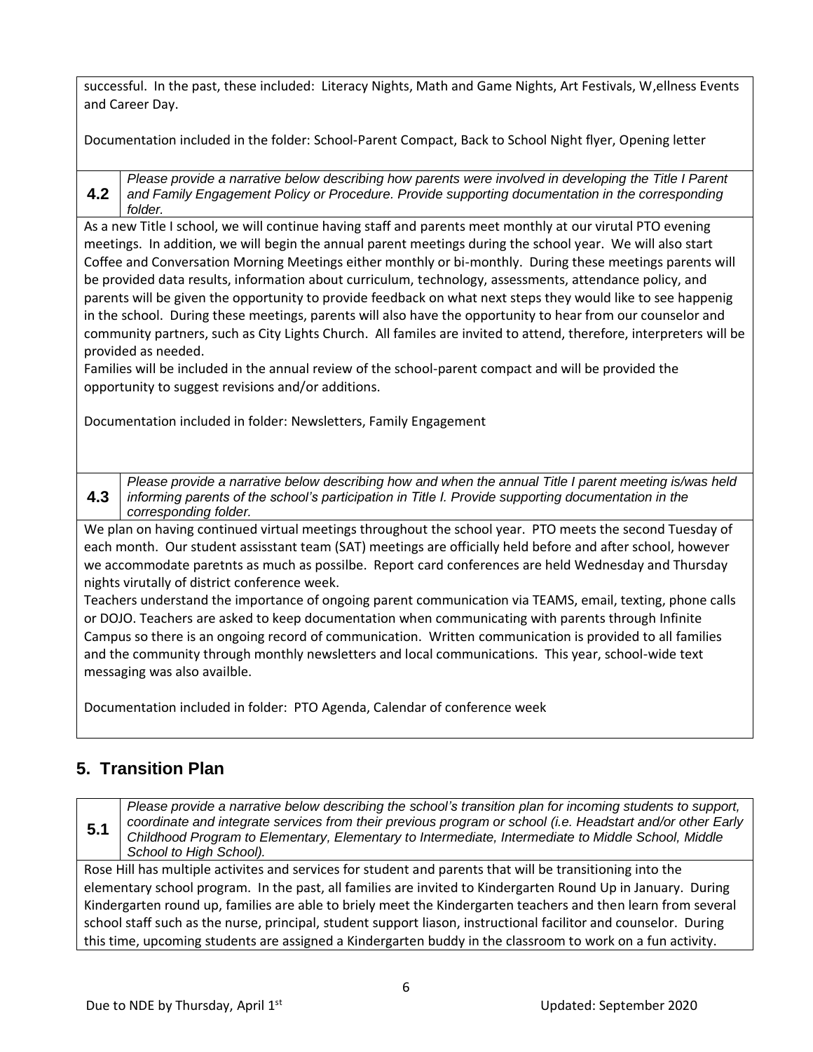successful. In the past, these included: Literacy Nights, Math and Game Nights, Art Festivals, W,ellness Events and Career Day.

Documentation included in the folder: School-Parent Compact, Back to School Night flyer, Opening letter

**4.2** *Please provide a narrative below describing how parents were involved in developing the Title I Parent and Family Engagement Policy or Procedure. Provide supporting documentation in the corresponding folder.*

As a new Title I school, we will continue having staff and parents meet monthly at our virutal PTO evening meetings. In addition, we will begin the annual parent meetings during the school year. We will also start Coffee and Conversation Morning Meetings either monthly or bi-monthly. During these meetings parents will be provided data results, information about curriculum, technology, assessments, attendance policy, and parents will be given the opportunity to provide feedback on what next steps they would like to see happenig in the school. During these meetings, parents will also have the opportunity to hear from our counselor and community partners, such as City Lights Church. All familes are invited to attend, therefore, interpreters will be provided as needed.
Families will be included in the annual review of the school-parent compact and will be provided the opportunity to suggest revisions and/or additions.

Documentation included in folder: Newsletters, Family Engagement

**4.3** *Please provide a narrative below describing how and when the annual Title I parent meeting is/was held informing parents of the school's participation in Title I. Provide supporting documentation in the corresponding folder.*

We plan on having continued virtual meetings throughout the school year. PTO meets the second Tuesday of each month. Our student assisstant team (SAT) meetings are officially held before and after school, however we accommodate paretnts as much as possilbe. Report card conferences are held Wednesday and Thursday nights virutally of district conference week.
Teachers understand the importance of ongoing parent communication via TEAMS, email, texting, phone calls or DOJO. Teachers are asked to keep documentation when communicating with parents through Infinite Campus so there is an ongoing record of communication. Written communication is provided to all families and the community through monthly newsletters and local communications. This year, school-wide text messaging was also availble.

Documentation included in folder: PTO Agenda, Calendar of conference week

## 5. Transition Plan

**5.1** *Please provide a narrative below describing the school's transition plan for incoming students to support, coordinate and integrate services from their previous program or school (i.e. Headstart and/or other Early Childhood Program to Elementary, Elementary to Intermediate, Intermediate to Middle School, Middle School to High School).*

Rose Hill has multiple activites and services for student and parents that will be transitioning into the elementary school program. In the past, all families are invited to Kindergarten Round Up in January. During Kindergarten round up, families are able to briely meet the Kindergarten teachers and then learn from several school staff such as the nurse, principal, student support liason, instructional facilitor and counselor. During this time, upcoming students are assigned a Kindergarten buddy in the classroom to work on a fun activity.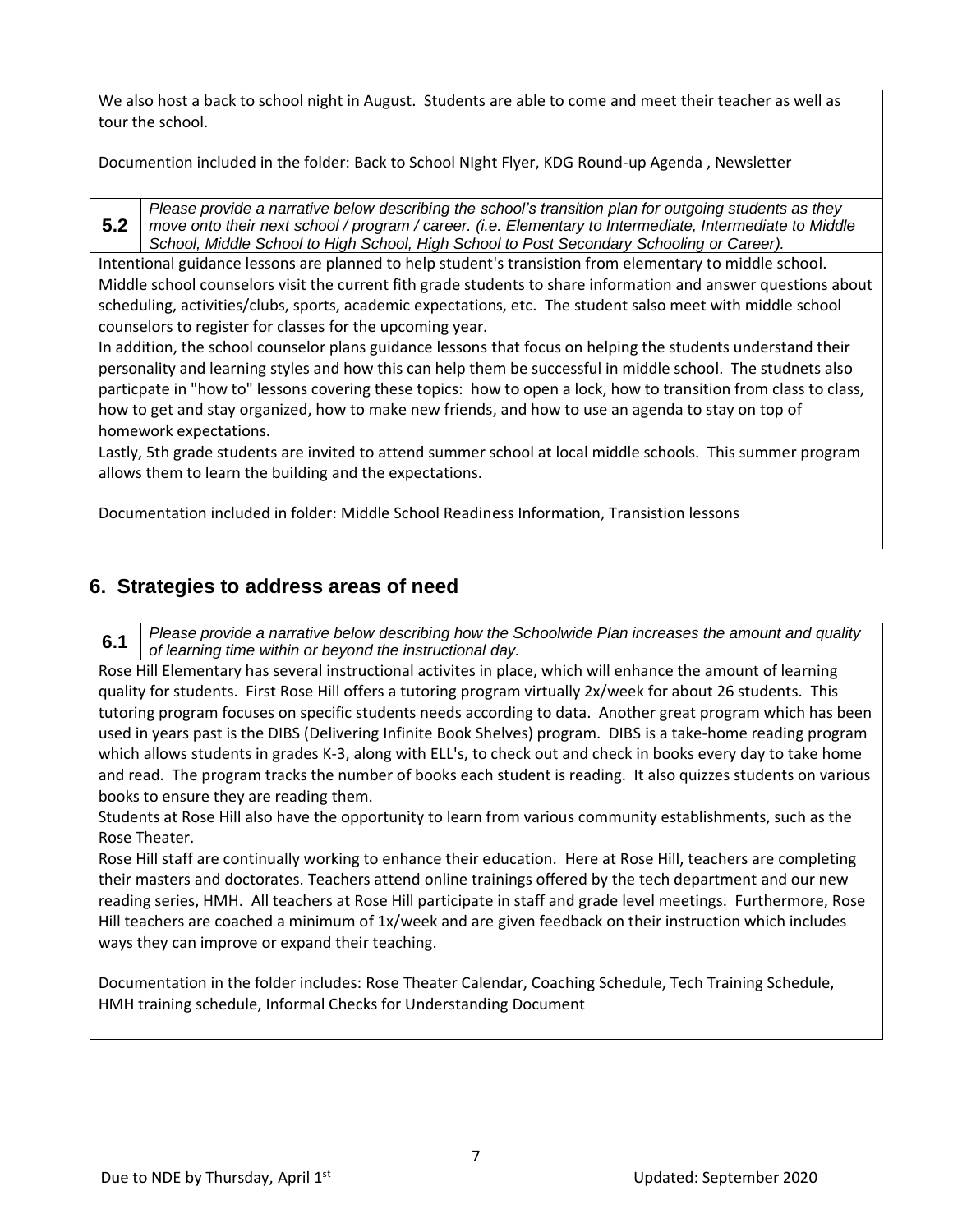We also host a back to school night in August. Students are able to come and meet their teacher as well as tour the school.

Documention included in the folder: Back to School NIght Flyer, KDG Round-up Agenda , Newsletter

**5.2** *Please provide a narrative below describing the school's transition plan for outgoing students as they move onto their next school / program / career. (i.e. Elementary to Intermediate, Intermediate to Middle School, Middle School to High School, High School to Post Secondary Schooling or Career).*

Intentional guidance lessons are planned to help student's transistion from elementary to middle school. Middle school counselors visit the current fith grade students to share information and answer questions about scheduling, activities/clubs, sports, academic expectations, etc. The student salso meet with middle school counselors to register for classes for the upcoming year.
In addition, the school counselor plans guidance lessons that focus on helping the students understand their personality and learning styles and how this can help them be successful in middle school. The studnets also particpate in "how to" lessons covering these topics: how to open a lock, how to transition from class to class, how to get and stay organized, how to make new friends, and how to use an agenda to stay on top of homework expectations.
Lastly, 5th grade students are invited to attend summer school at local middle schools. This summer program allows them to learn the building and the expectations.

Documentation included in folder: Middle School Readiness Information, Transistion lessons

## 6. Strategies to address areas of need

**6.1** *Please provide a narrative below describing how the Schoolwide Plan increases the amount and quality of learning time within or beyond the instructional day.*

Rose Hill Elementary has several instructional activites in place, which will enhance the amount of learning quality for students. First Rose Hill offers a tutoring program virtually 2x/week for about 26 students. This tutoring program focuses on specific students needs according to data. Another great program which has been used in years past is the DIBS (Delivering Infinite Book Shelves) program. DIBS is a take-home reading program which allows students in grades K-3, along with ELL's, to check out and check in books every day to take home and read. The program tracks the number of books each student is reading. It also quizzes students on various books to ensure they are reading them.
Students at Rose Hill also have the opportunity to learn from various community establishments, such as the Rose Theater.
Rose Hill staff are continually working to enhance their education. Here at Rose Hill, teachers are completing their masters and doctorates. Teachers attend online trainings offered by the tech department and our new reading series, HMH. All teachers at Rose Hill participate in staff and grade level meetings. Furthermore, Rose Hill teachers are coached a minimum of 1x/week and are given feedback on their instruction which includes ways they can improve or expand their teaching.

Documentation in the folder includes: Rose Theater Calendar, Coaching Schedule, Tech Training Schedule, HMH training schedule, Informal Checks for Understanding Document